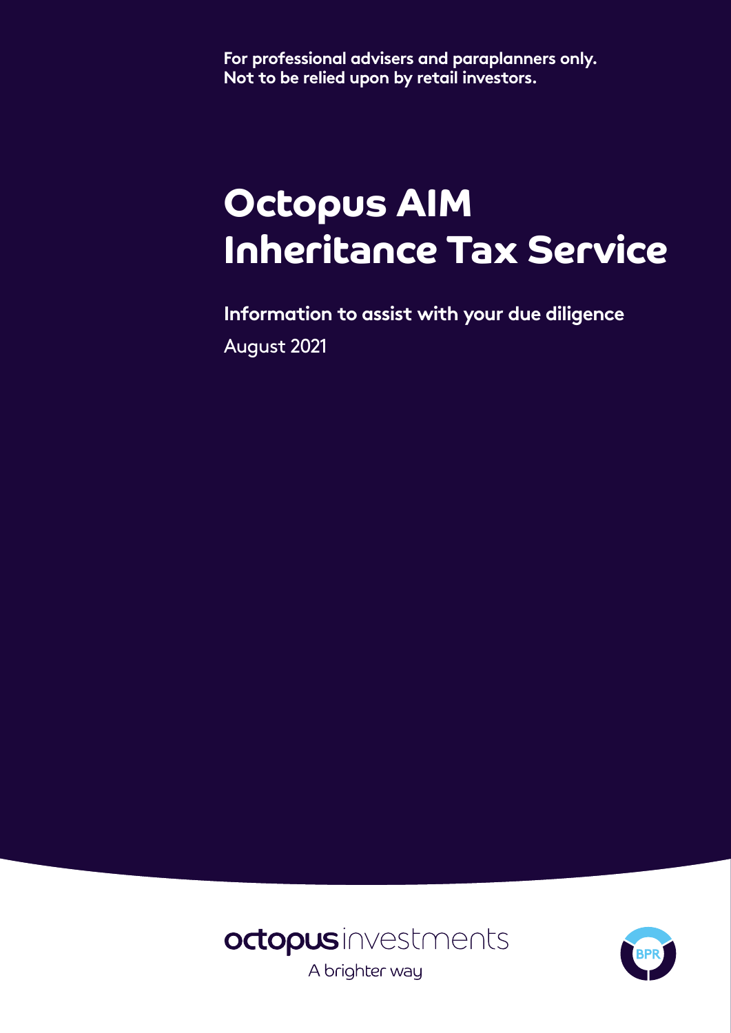**For professional advisers and paraplanners only.
Not to be relied upon by retail investors.**

# Octopus AIM Inheritance Tax Service

**Information to assist with your due diligence**

August 2021

octopus investments

A brighter way

BPR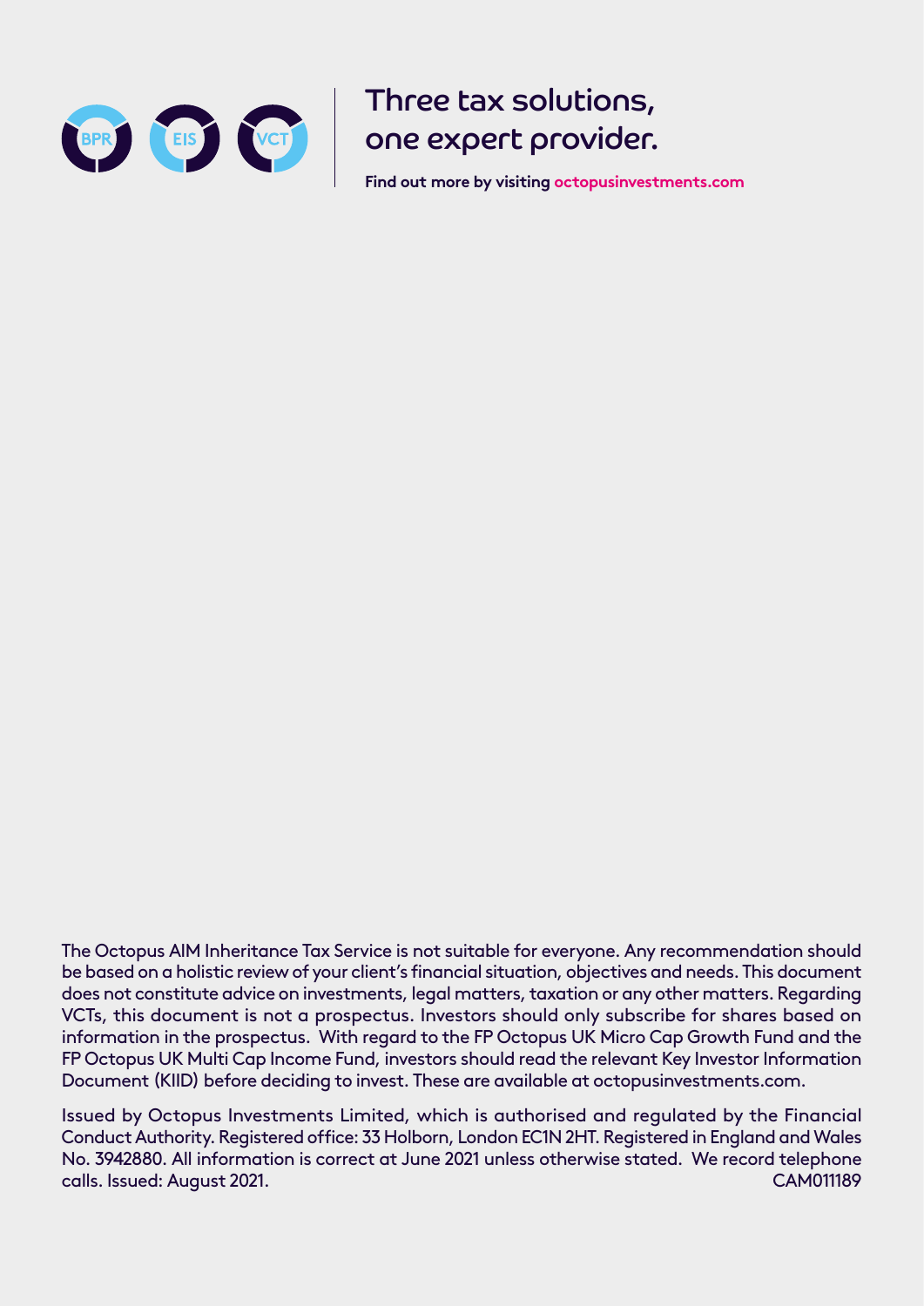BPR EIS VCT

# Three tax solutions, one expert provider.

**Find out more by visiting octopusinvestments.com**

The Octopus AIM Inheritance Tax Service is not suitable for everyone. Any recommendation should be based on a holistic review of your client's financial situation, objectives and needs. This document does not constitute advice on investments, legal matters, taxation or any other matters. Regarding VCTs, this document is not a prospectus. Investors should only subscribe for shares based on information in the prospectus. With regard to the FP Octopus UK Micro Cap Growth Fund and the FP Octopus UK Multi Cap Income Fund, investors should read the relevant Key Investor Information Document (KIID) before deciding to invest. These are available at octopusinvestments.com.

Issued by Octopus Investments Limited, which is authorised and regulated by the Financial Conduct Authority. Registered office: 33 Holborn, London EC1N 2HT. Registered in England and Wales No. 3942880. All information is correct at June 2021 unless otherwise stated. We record telephone calls. Issued: August 2021. CAM011189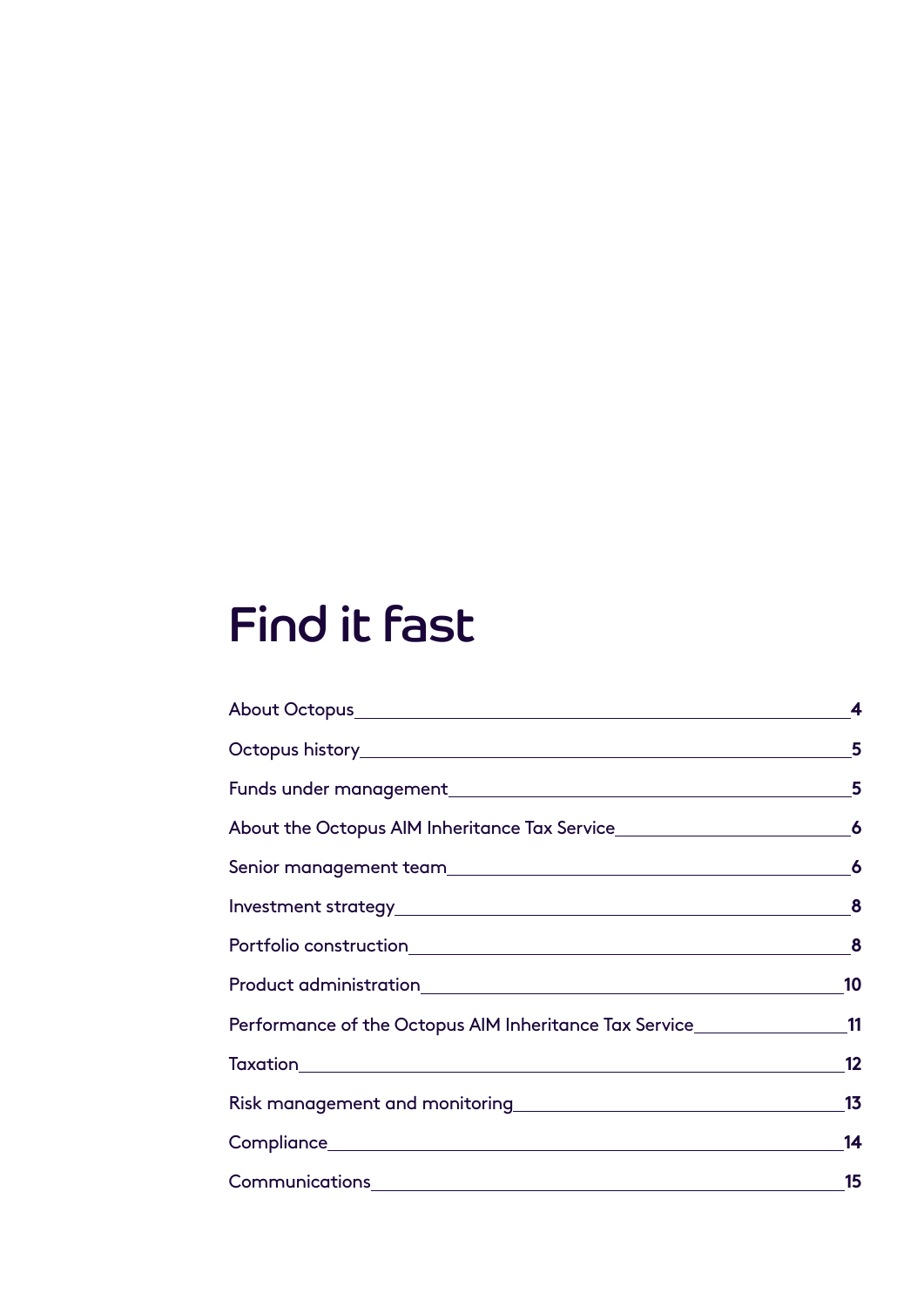# Find it fast

| | |
|---|---|
| About Octopus | 4 |
| Octopus history | 5 |
| Funds under management | 5 |
| About the Octopus AIM Inheritance Tax Service | 6 |
| Senior management team | 6 |
| Investment strategy | 8 |
| Portfolio construction | 8 |
| Product administration | 10 |
| Performance of the Octopus AIM Inheritance Tax Service | 11 |
| Taxation | 12 |
| Risk management and monitoring | 13 |
| Compliance | 14 |
| Communications | 15 |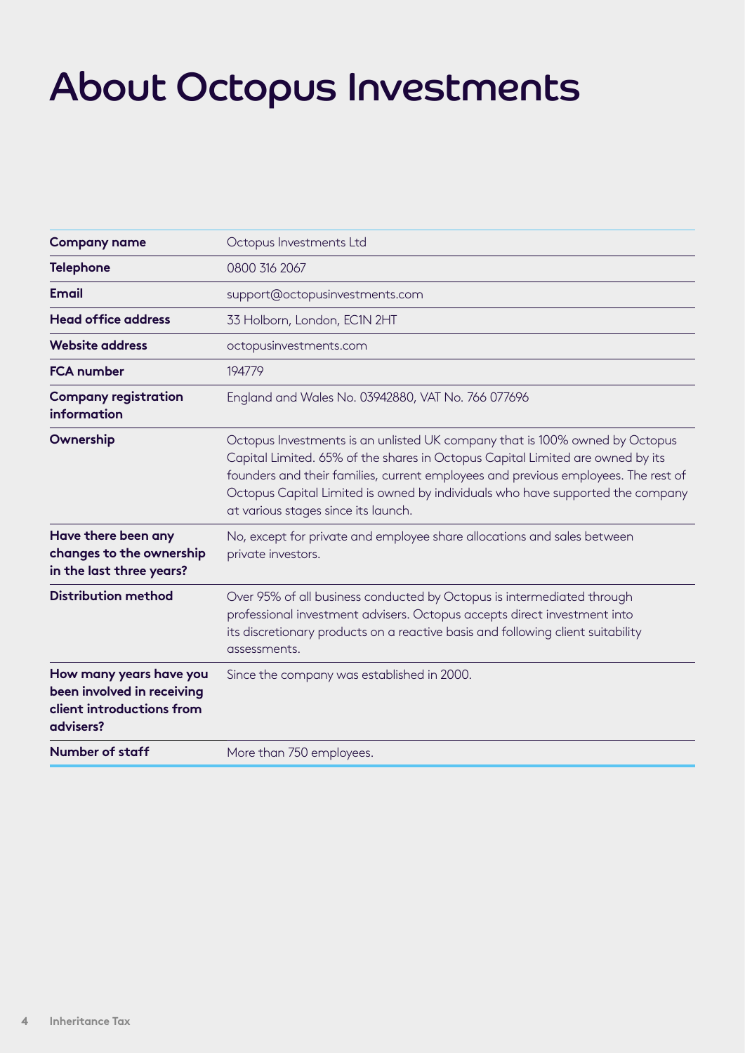# About Octopus Investments

| | |
|---|---|
| **Company name** | Octopus Investments Ltd |
| **Telephone** | 0800 316 2067 |
| **Email** | support@octopusinvestments.com |
| **Head office address** | 33 Holborn, London, EC1N 2HT |
| **Website address** | octopusinvestments.com |
| **FCA number** | 194779 |
| **Company registration information** | England and Wales No. 03942880, VAT No. 766 077696 |
| **Ownership** | Octopus Investments is an unlisted UK company that is 100% owned by Octopus Capital Limited. 65% of the shares in Octopus Capital Limited are owned by its founders and their families, current employees and previous employees. The rest of Octopus Capital Limited is owned by individuals who have supported the company at various stages since its launch. |
| **Have there been any changes to the ownership in the last three years?** | No, except for private and employee share allocations and sales between private investors. |
| **Distribution method** | Over 95% of all business conducted by Octopus is intermediated through professional investment advisers. Octopus accepts direct investment into its discretionary products on a reactive basis and following client suitability assessments. |
| **How many years have you been involved in receiving client introductions from advisers?** | Since the company was established in 2000. |
| **Number of staff** | More than 750 employees. |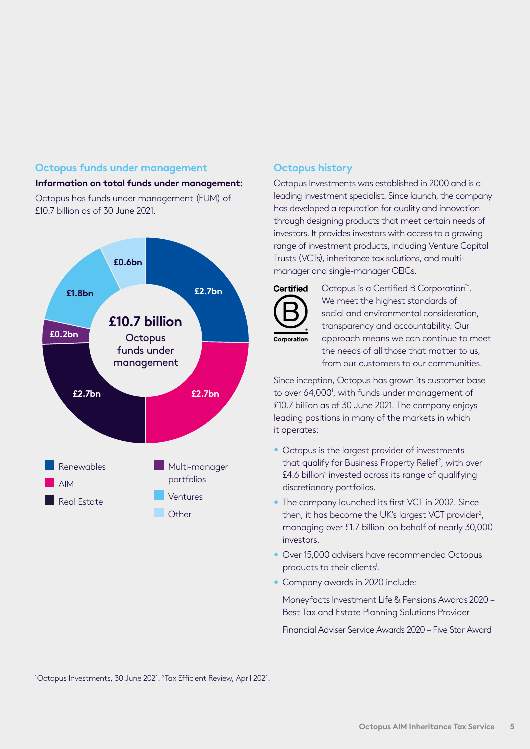## Octopus funds under management

**Information on total funds under management:**

Octopus has funds under management (FUM) of £10.7 billion as of 30 June 2021.

**£10.7 billion** Octopus funds under management

| Category | FUM |
| --- | --- |
| Renewables | £2.7bn |
| AIM | £2.7bn |
| Real Estate | £2.7bn |
| Multi-manager portfolios | £0.2bn |
| Ventures | £1.8bn |
| Other | £0.6bn |

## Octopus history

Octopus Investments was established in 2000 and is a leading investment specialist. Since launch, the company has developed a reputation for quality and innovation through designing products that meet certain needs of investors. It provides investors with access to a growing range of investment products, including Venture Capital Trusts (VCTs), inheritance tax solutions, and multi-manager and single-manager OEICs.

Certified B Corporation

Octopus is a Certified B Corporation™. We meet the highest standards of social and environmental consideration, transparency and accountability. Our approach means we can continue to meet the needs of all those that matter to us, from our customers to our communities.

Since inception, Octopus has grown its customer base to over 64,000[1], with funds under management of £10.7 billion as of 30 June 2021. The company enjoys leading positions in many of the markets in which it operates:

- Octopus is the largest provider of investments that qualify for Business Property Relief[2], with over £4.6 billion[1] invested across its range of qualifying discretionary portfolios.
- The company launched its first VCT in 2002. Since then, it has become the UK's largest VCT provider[2], managing over £1.7 billion[1] on behalf of nearly 30,000 investors.
- Over 15,000 advisers have recommended Octopus products to their clients[1].
- Company awards in 2020 include:

  Moneyfacts Investment Life & Pensions Awards 2020 – Best Tax and Estate Planning Solutions Provider

  Financial Adviser Service Awards 2020 – Five Star Award

[1]Octopus Investments, 30 June 2021. [2]Tax Efficient Review, April 2021.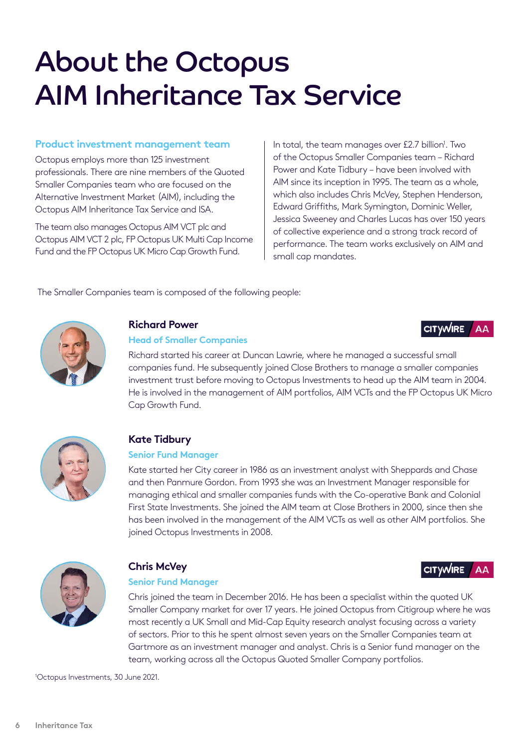# About the Octopus AIM Inheritance Tax Service

### Product investment management team

Octopus employs more than 125 investment professionals. There are nine members of the Quoted Smaller Companies team who are focused on the Alternative Investment Market (AIM), including the Octopus AIM Inheritance Tax Service and ISA.

The team also manages Octopus AIM VCT plc and Octopus AIM VCT 2 plc, FP Octopus UK Multi Cap Income Fund and the FP Octopus UK Micro Cap Growth Fund.

In total, the team manages over £2.7 billion[1]. Two of the Octopus Smaller Companies team – Richard Power and Kate Tidbury – have been involved with AIM since its inception in 1995. The team as a whole, which also includes Chris McVey, Stephen Henderson, Edward Griffiths, Mark Symington, Dominic Weller, Jessica Sweeney and Charles Lucas has over 150 years of collective experience and a strong track record of performance. The team works exclusively on AIM and small cap mandates.

The Smaller Companies team is composed of the following people:

**Richard Power**

**Head of Smaller Companies**

CITYWIRE AA

Richard started his career at Duncan Lawrie, where he managed a successful small companies fund. He subsequently joined Close Brothers to manage a smaller companies investment trust before moving to Octopus Investments to head up the AIM team in 2004. He is involved in the management of AIM portfolios, AIM VCTs and the FP Octopus UK Micro Cap Growth Fund.

**Kate Tidbury**

**Senior Fund Manager**

Kate started her City career in 1986 as an investment analyst with Sheppards and Chase and then Panmure Gordon. From 1993 she was an Investment Manager responsible for managing ethical and smaller companies funds with the Co-operative Bank and Colonial First State Investments. She joined the AIM team at Close Brothers in 2000, since then she has been involved in the management of the AIM VCTs as well as other AIM portfolios. She joined Octopus Investments in 2008.

**Chris McVey**

**Senior Fund Manager**

CITYWIRE AA

Chris joined the team in December 2016. He has been a specialist within the quoted UK Smaller Company market for over 17 years. He joined Octopus from Citigroup where he was most recently a UK Small and Mid-Cap Equity research analyst focusing across a variety of sectors. Prior to this he spent almost seven years on the Smaller Companies team at Gartmore as an investment manager and analyst. Chris is a Senior fund manager on the team, working across all the Octopus Quoted Smaller Company portfolios.

[1]Octopus Investments, 30 June 2021.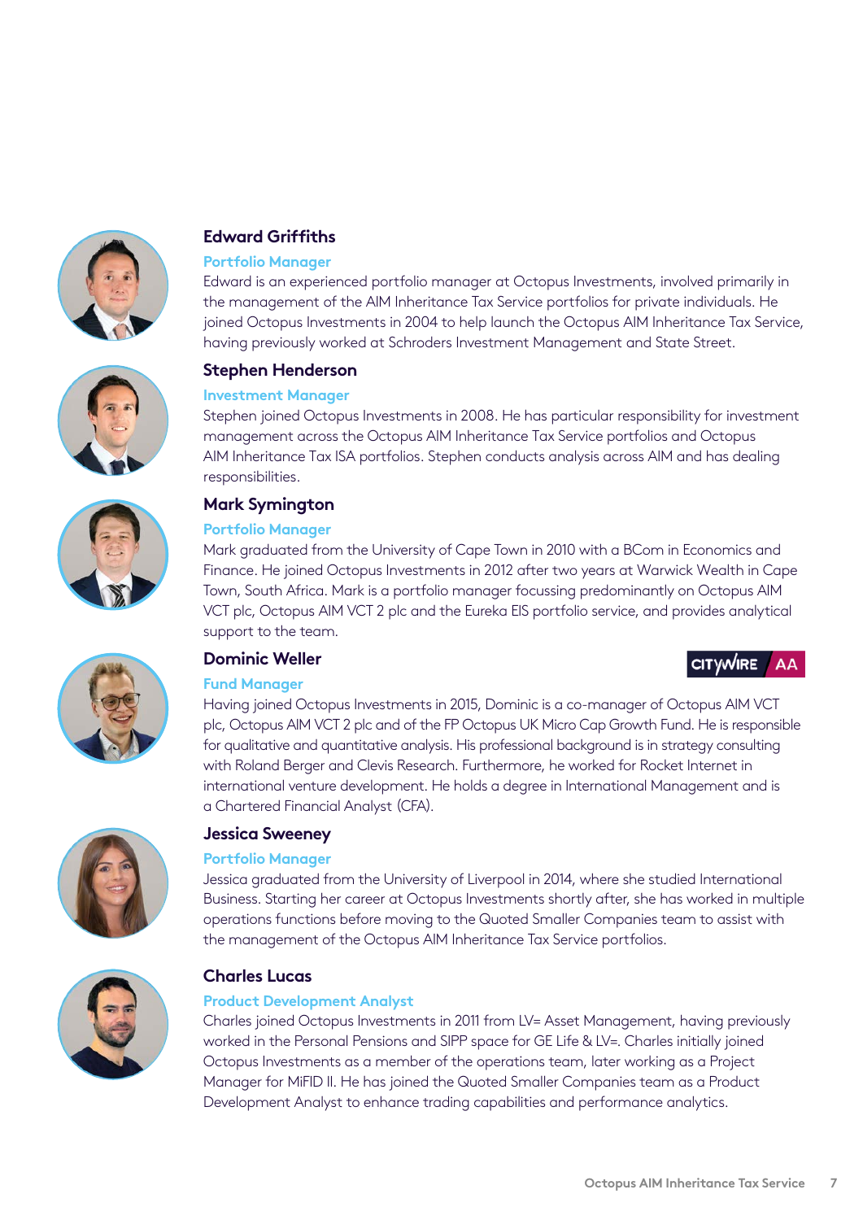### Edward Griffiths

**Portfolio Manager**

Edward is an experienced portfolio manager at Octopus Investments, involved primarily in the management of the AIM Inheritance Tax Service portfolios for private individuals. He joined Octopus Investments in 2004 to help launch the Octopus AIM Inheritance Tax Service, having previously worked at Schroders Investment Management and State Street.

### Stephen Henderson

**Investment Manager**

Stephen joined Octopus Investments in 2008. He has particular responsibility for investment management across the Octopus AIM Inheritance Tax Service portfolios and Octopus AIM Inheritance Tax ISA portfolios. Stephen conducts analysis across AIM and has dealing responsibilities.

### Mark Symington

**Portfolio Manager**

Mark graduated from the University of Cape Town in 2010 with a BCom in Economics and Finance. He joined Octopus Investments in 2012 after two years at Warwick Wealth in Cape Town, South Africa. Mark is a portfolio manager focussing predominantly on Octopus AIM VCT plc, Octopus AIM VCT 2 plc and the Eureka EIS portfolio service, and provides analytical support to the team.

### Dominic Weller

CITYWIRE AA

**Fund Manager**

Having joined Octopus Investments in 2015, Dominic is a co-manager of Octopus AIM VCT plc, Octopus AIM VCT 2 plc and of the FP Octopus UK Micro Cap Growth Fund. He is responsible for qualitative and quantitative analysis. His professional background is in strategy consulting with Roland Berger and Clevis Research. Furthermore, he worked for Rocket Internet in international venture development. He holds a degree in International Management and is a Chartered Financial Analyst (CFA).

### Jessica Sweeney

**Portfolio Manager**

Jessica graduated from the University of Liverpool in 2014, where she studied International Business. Starting her career at Octopus Investments shortly after, she has worked in multiple operations functions before moving to the Quoted Smaller Companies team to assist with the management of the Octopus AIM Inheritance Tax Service portfolios.

### Charles Lucas

**Product Development Analyst**

Charles joined Octopus Investments in 2011 from LV= Asset Management, having previously worked in the Personal Pensions and SIPP space for GE Life & LV=. Charles initially joined Octopus Investments as a member of the operations team, later working as a Project Manager for MiFID II. He has joined the Quoted Smaller Companies team as a Product Development Analyst to enhance trading capabilities and performance analytics.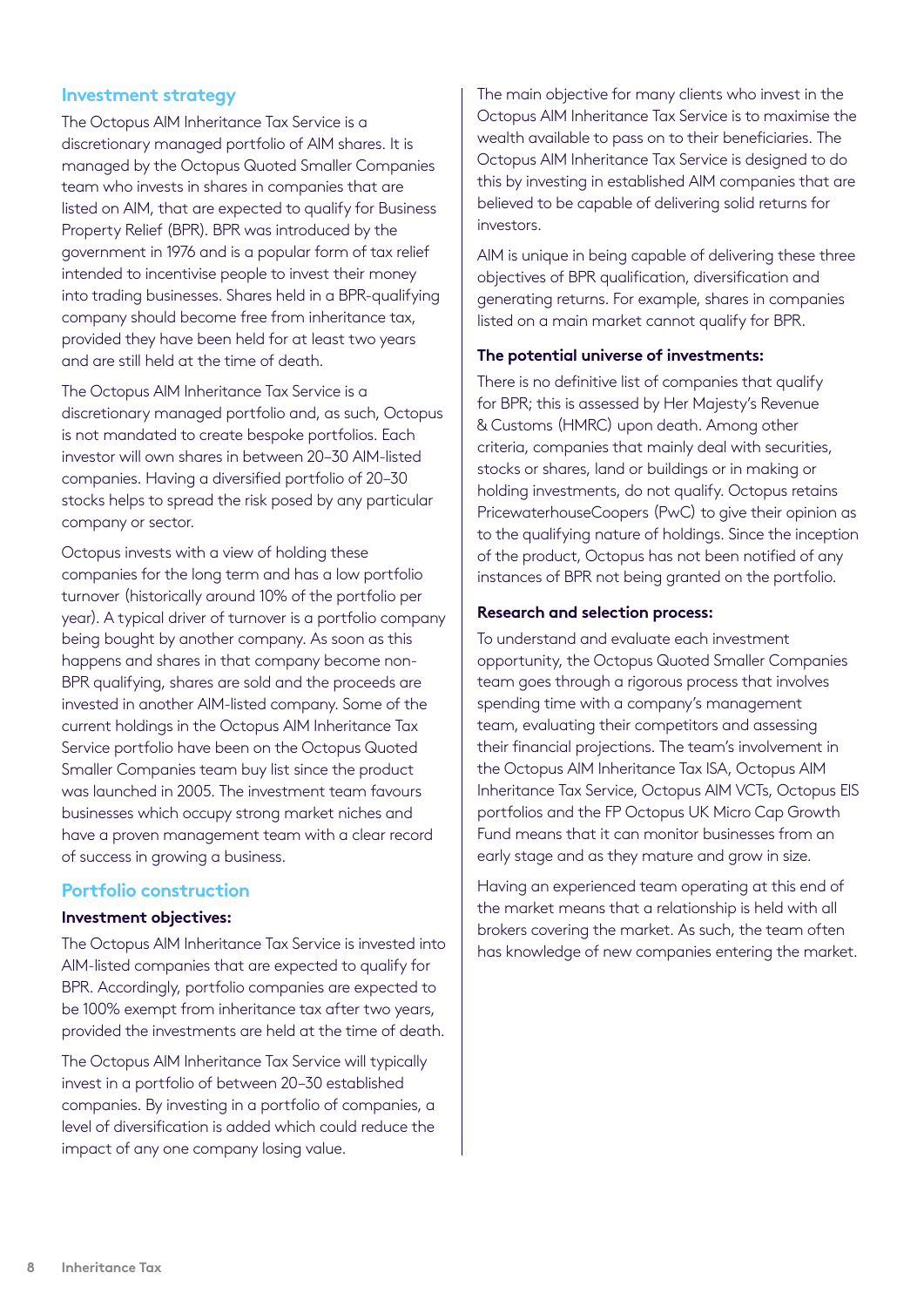## Investment strategy

The Octopus AIM Inheritance Tax Service is a discretionary managed portfolio of AIM shares. It is managed by the Octopus Quoted Smaller Companies team who invests in shares in companies that are listed on AIM, that are expected to qualify for Business Property Relief (BPR). BPR was introduced by the government in 1976 and is a popular form of tax relief intended to incentivise people to invest their money into trading businesses. Shares held in a BPR-qualifying company should become free from inheritance tax, provided they have been held for at least two years and are still held at the time of death.

The Octopus AIM Inheritance Tax Service is a discretionary managed portfolio and, as such, Octopus is not mandated to create bespoke portfolios. Each investor will own shares in between 20–30 AIM-listed companies. Having a diversified portfolio of 20–30 stocks helps to spread the risk posed by any particular company or sector.

Octopus invests with a view of holding these companies for the long term and has a low portfolio turnover (historically around 10% of the portfolio per year). A typical driver of turnover is a portfolio company being bought by another company. As soon as this happens and shares in that company become non-BPR qualifying, shares are sold and the proceeds are invested in another AIM-listed company. Some of the current holdings in the Octopus AIM Inheritance Tax Service portfolio have been on the Octopus Quoted Smaller Companies team buy list since the product was launched in 2005. The investment team favours businesses which occupy strong market niches and have a proven management team with a clear record of success in growing a business.

## Portfolio construction

**Investment objectives:**

The Octopus AIM Inheritance Tax Service is invested into AIM-listed companies that are expected to qualify for BPR. Accordingly, portfolio companies are expected to be 100% exempt from inheritance tax after two years, provided the investments are held at the time of death.

The Octopus AIM Inheritance Tax Service will typically invest in a portfolio of between 20–30 established companies. By investing in a portfolio of companies, a level of diversification is added which could reduce the impact of any one company losing value.

The main objective for many clients who invest in the Octopus AIM Inheritance Tax Service is to maximise the wealth available to pass on to their beneficiaries. The Octopus AIM Inheritance Tax Service is designed to do this by investing in established AIM companies that are believed to be capable of delivering solid returns for investors.

AIM is unique in being capable of delivering these three objectives of BPR qualification, diversification and generating returns. For example, shares in companies listed on a main market cannot qualify for BPR.

**The potential universe of investments:**

There is no definitive list of companies that qualify for BPR; this is assessed by Her Majesty's Revenue & Customs (HMRC) upon death. Among other criteria, companies that mainly deal with securities, stocks or shares, land or buildings or in making or holding investments, do not qualify. Octopus retains PricewaterhouseCoopers (PwC) to give their opinion as to the qualifying nature of holdings. Since the inception of the product, Octopus has not been notified of any instances of BPR not being granted on the portfolio.

**Research and selection process:**

To understand and evaluate each investment opportunity, the Octopus Quoted Smaller Companies team goes through a rigorous process that involves spending time with a company's management team, evaluating their competitors and assessing their financial projections. The team's involvement in the Octopus AIM Inheritance Tax ISA, Octopus AIM Inheritance Tax Service, Octopus AIM VCTs, Octopus EIS portfolios and the FP Octopus UK Micro Cap Growth Fund means that it can monitor businesses from an early stage and as they mature and grow in size.

Having an experienced team operating at this end of the market means that a relationship is held with all brokers covering the market. As such, the team often has knowledge of new companies entering the market.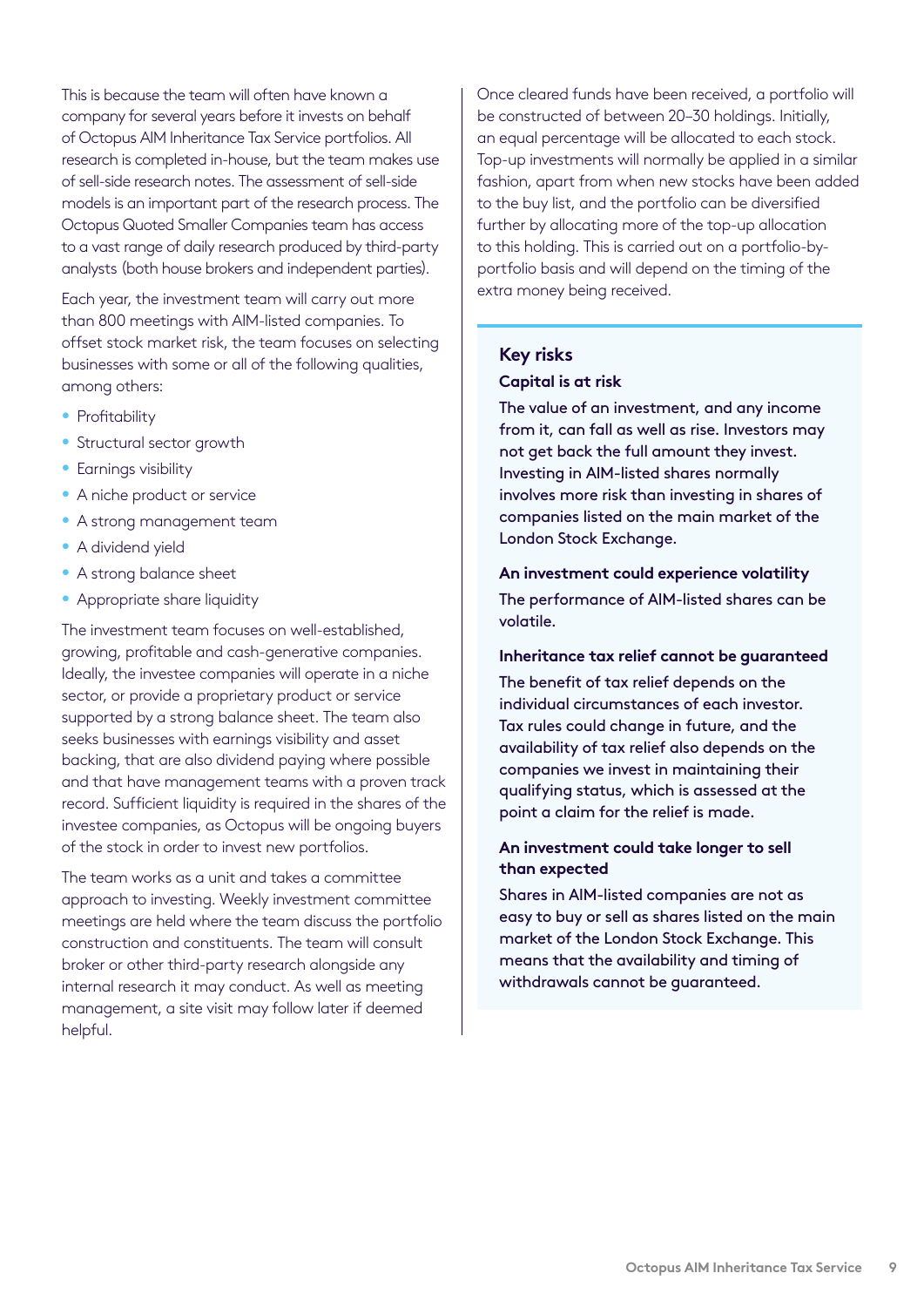This is because the team will often have known a company for several years before it invests on behalf of Octopus AIM Inheritance Tax Service portfolios. All research is completed in-house, but the team makes use of sell-side research notes. The assessment of sell-side models is an important part of the research process. The Octopus Quoted Smaller Companies team has access to a vast range of daily research produced by third-party analysts (both house brokers and independent parties).

Each year, the investment team will carry out more than 800 meetings with AIM-listed companies. To offset stock market risk, the team focuses on selecting businesses with some or all of the following qualities, among others:

- Profitability
- Structural sector growth
- Earnings visibility
- A niche product or service
- A strong management team
- A dividend yield
- A strong balance sheet
- Appropriate share liquidity

The investment team focuses on well-established, growing, profitable and cash-generative companies. Ideally, the investee companies will operate in a niche sector, or provide a proprietary product or service supported by a strong balance sheet. The team also seeks businesses with earnings visibility and asset backing, that are also dividend paying where possible and that have management teams with a proven track record. Sufficient liquidity is required in the shares of the investee companies, as Octopus will be ongoing buyers of the stock in order to invest new portfolios.

The team works as a unit and takes a committee approach to investing. Weekly investment committee meetings are held where the team discuss the portfolio construction and constituents. The team will consult broker or other third-party research alongside any internal research it may conduct. As well as meeting management, a site visit may follow later if deemed helpful.

Once cleared funds have been received, a portfolio will be constructed of between 20–30 holdings. Initially, an equal percentage will be allocated to each stock. Top-up investments will normally be applied in a similar fashion, apart from when new stocks have been added to the buy list, and the portfolio can be diversified further by allocating more of the top-up allocation to this holding. This is carried out on a portfolio-by-portfolio basis and will depend on the timing of the extra money being received.

## Key risks

**Capital is at risk**

The value of an investment, and any income from it, can fall as well as rise. Investors may not get back the full amount they invest. Investing in AIM-listed shares normally involves more risk than investing in shares of companies listed on the main market of the London Stock Exchange.

**An investment could experience volatility**

The performance of AIM-listed shares can be volatile.

**Inheritance tax relief cannot be guaranteed**

The benefit of tax relief depends on the individual circumstances of each investor. Tax rules could change in future, and the availability of tax relief also depends on the companies we invest in maintaining their qualifying status, which is assessed at the point a claim for the relief is made.

**An investment could take longer to sell than expected**

Shares in AIM-listed companies are not as easy to buy or sell as shares listed on the main market of the London Stock Exchange. This means that the availability and timing of withdrawals cannot be guaranteed.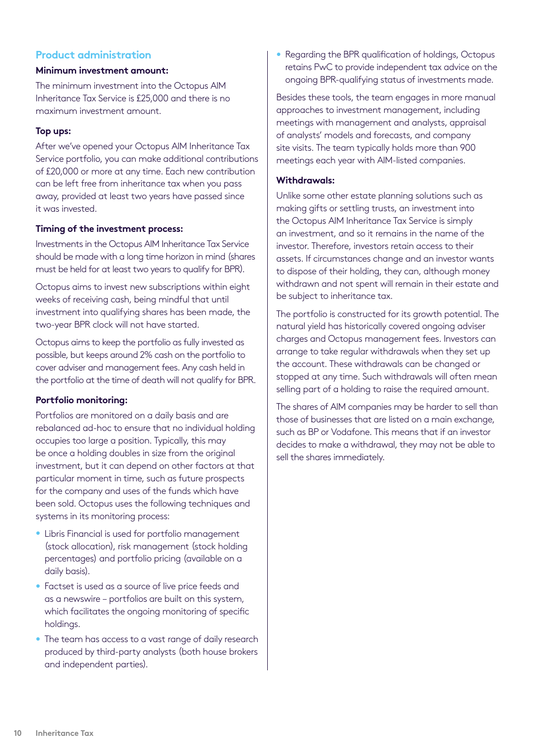## Product administration

**Minimum investment amount:**

The minimum investment into the Octopus AIM Inheritance Tax Service is £25,000 and there is no maximum investment amount.

**Top ups:**

After we've opened your Octopus AIM Inheritance Tax Service portfolio, you can make additional contributions of £20,000 or more at any time. Each new contribution can be left free from inheritance tax when you pass away, provided at least two years have passed since it was invested.

**Timing of the investment process:**

Investments in the Octopus AIM Inheritance Tax Service should be made with a long time horizon in mind (shares must be held for at least two years to qualify for BPR).

Octopus aims to invest new subscriptions within eight weeks of receiving cash, being mindful that until investment into qualifying shares has been made, the two-year BPR clock will not have started.

Octopus aims to keep the portfolio as fully invested as possible, but keeps around 2% cash on the portfolio to cover adviser and management fees. Any cash held in the portfolio at the time of death will not qualify for BPR.

**Portfolio monitoring:**

Portfolios are monitored on a daily basis and are rebalanced ad-hoc to ensure that no individual holding occupies too large a position. Typically, this may be once a holding doubles in size from the original investment, but it can depend on other factors at that particular moment in time, such as future prospects for the company and uses of the funds which have been sold. Octopus uses the following techniques and systems in its monitoring process:

- Libris Financial is used for portfolio management (stock allocation), risk management (stock holding percentages) and portfolio pricing (available on a daily basis).
- Factset is used as a source of live price feeds and as a newswire – portfolios are built on this system, which facilitates the ongoing monitoring of specific holdings.
- The team has access to a vast range of daily research produced by third-party analysts (both house brokers and independent parties).
- Regarding the BPR qualification of holdings, Octopus retains PwC to provide independent tax advice on the ongoing BPR-qualifying status of investments made.

Besides these tools, the team engages in more manual approaches to investment management, including meetings with management and analysts, appraisal of analysts' models and forecasts, and company site visits. The team typically holds more than 900 meetings each year with AIM-listed companies.

**Withdrawals:**

Unlike some other estate planning solutions such as making gifts or settling trusts, an investment into the Octopus AIM Inheritance Tax Service is simply an investment, and so it remains in the name of the investor. Therefore, investors retain access to their assets. If circumstances change and an investor wants to dispose of their holding, they can, although money withdrawn and not spent will remain in their estate and be subject to inheritance tax.

The portfolio is constructed for its growth potential. The natural yield has historically covered ongoing adviser charges and Octopus management fees. Investors can arrange to take regular withdrawals when they set up the account. These withdrawals can be changed or stopped at any time. Such withdrawals will often mean selling part of a holding to raise the required amount.

The shares of AIM companies may be harder to sell than those of businesses that are listed on a main exchange, such as BP or Vodafone. This means that if an investor decides to make a withdrawal, they may not be able to sell the shares immediately.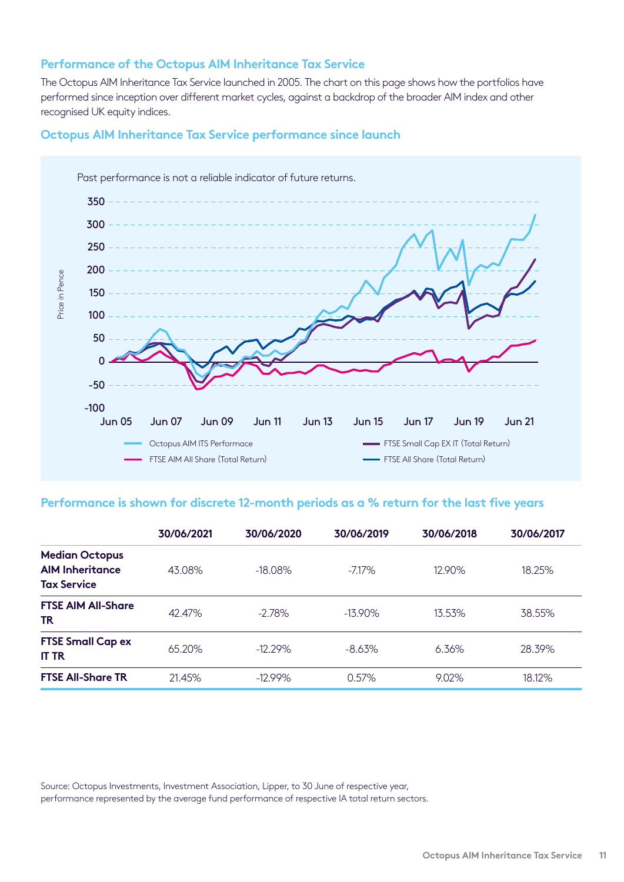## Performance of the Octopus AIM Inheritance Tax Service

The Octopus AIM Inheritance Tax Service launched in 2005. The chart on this page shows how the portfolios have performed since inception over different market cycles, against a backdrop of the broader AIM index and other recognised UK equity indices.

## Octopus AIM Inheritance Tax Service performance since launch

Past performance is not a reliable indicator of future returns.

Price in Pence

350
300
250
200
150
100
50
0
-50
-100

Jun 05 Jun 07 Jun 09 Jun 11 Jun 13 Jun 15 Jun 17 Jun 19 Jun 21

Octopus AIM ITS Performace
FTSE AIM All Share (Total Return)
FTSE Small Cap EX IT (Total Return)
FTSE All Share (Total Return)

## Performance is shown for discrete 12-month periods as a % return for the last five years

| | 30/06/2021 | 30/06/2020 | 30/06/2019 | 30/06/2018 | 30/06/2017 |
|---|---|---|---|---|---|
| **Median Octopus AIM Inheritance Tax Service** | 43.08% | -18.08% | -7.17% | 12.90% | 18.25% |
| **FTSE AIM All-Share TR** | 42.47% | -2.78% | -13.90% | 13.53% | 38.55% |
| **FTSE Small Cap ex IT TR** | 65.20% | -12.29% | -8.63% | 6.36% | 28.39% |
| **FTSE All-Share TR** | 21.45% | -12.99% | 0.57% | 9.02% | 18.12% |

Source: Octopus Investments, Investment Association, Lipper, to 30 June of respective year, performance represented by the average fund performance of respective IA total return sectors.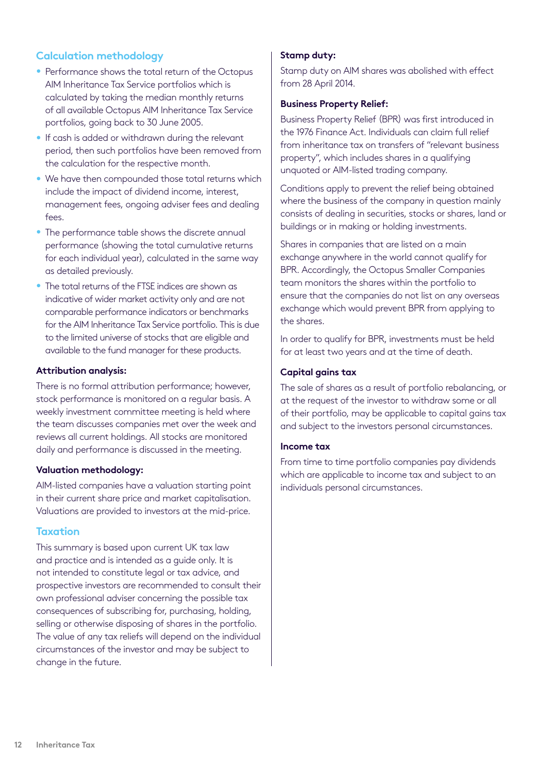## Calculation methodology

- Performance shows the total return of the Octopus AIM Inheritance Tax Service portfolios which is calculated by taking the median monthly returns of all available Octopus AIM Inheritance Tax Service portfolios, going back to 30 June 2005.
- If cash is added or withdrawn during the relevant period, then such portfolios have been removed from the calculation for the respective month.
- We have then compounded those total returns which include the impact of dividend income, interest, management fees, ongoing adviser fees and dealing fees.
- The performance table shows the discrete annual performance (showing the total cumulative returns for each individual year), calculated in the same way as detailed previously.
- The total returns of the FTSE indices are shown as indicative of wider market activity only and are not comparable performance indicators or benchmarks for the AIM Inheritance Tax Service portfolio. This is due to the limited universe of stocks that are eligible and available to the fund manager for these products.

### Attribution analysis:

There is no formal attribution performance; however, stock performance is monitored on a regular basis. A weekly investment committee meeting is held where the team discusses companies met over the week and reviews all current holdings. All stocks are monitored daily and performance is discussed in the meeting.

### Valuation methodology:

AIM-listed companies have a valuation starting point in their current share price and market capitalisation. Valuations are provided to investors at the mid-price.

## Taxation

This summary is based upon current UK tax law and practice and is intended as a guide only. It is not intended to constitute legal or tax advice, and prospective investors are recommended to consult their own professional adviser concerning the possible tax consequences of subscribing for, purchasing, holding, selling or otherwise disposing of shares in the portfolio. The value of any tax reliefs will depend on the individual circumstances of the investor and may be subject to change in the future.

### Stamp duty:

Stamp duty on AIM shares was abolished with effect from 28 April 2014.

### Business Property Relief:

Business Property Relief (BPR) was first introduced in the 1976 Finance Act. Individuals can claim full relief from inheritance tax on transfers of "relevant business property", which includes shares in a qualifying unquoted or AIM-listed trading company.

Conditions apply to prevent the relief being obtained where the business of the company in question mainly consists of dealing in securities, stocks or shares, land or buildings or in making or holding investments.

Shares in companies that are listed on a main exchange anywhere in the world cannot qualify for BPR. Accordingly, the Octopus Smaller Companies team monitors the shares within the portfolio to ensure that the companies do not list on any overseas exchange which would prevent BPR from applying to the shares.

In order to qualify for BPR, investments must be held for at least two years and at the time of death.

### Capital gains tax

The sale of shares as a result of portfolio rebalancing, or at the request of the investor to withdraw some or all of their portfolio, may be applicable to capital gains tax and subject to the investors personal circumstances.

### Income tax

From time to time portfolio companies pay dividends which are applicable to income tax and subject to an individuals personal circumstances.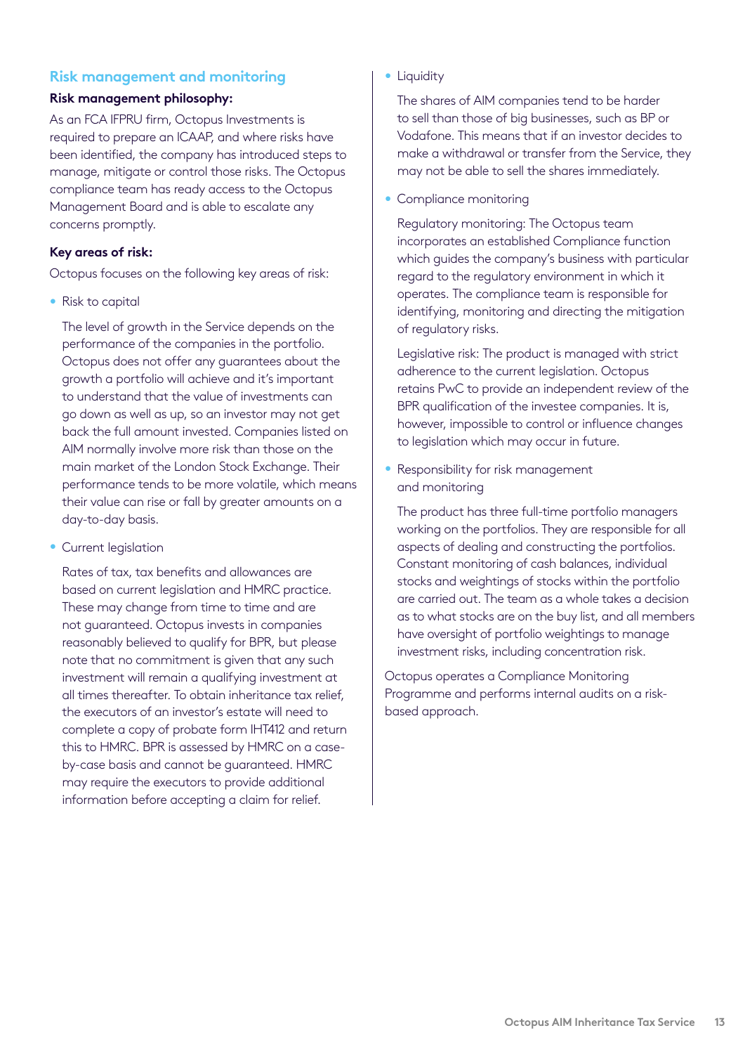## Risk management and monitoring

**Risk management philosophy:**

As an FCA IFPRU firm, Octopus Investments is required to prepare an ICAAP, and where risks have been identified, the company has introduced steps to manage, mitigate or control those risks. The Octopus compliance team has ready access to the Octopus Management Board and is able to escalate any concerns promptly.

**Key areas of risk:**

Octopus focuses on the following key areas of risk:

- Risk to capital

  The level of growth in the Service depends on the performance of the companies in the portfolio. Octopus does not offer any guarantees about the growth a portfolio will achieve and it's important to understand that the value of investments can go down as well as up, so an investor may not get back the full amount invested. Companies listed on AIM normally involve more risk than those on the main market of the London Stock Exchange. Their performance tends to be more volatile, which means their value can rise or fall by greater amounts on a day-to-day basis.

- Current legislation

  Rates of tax, tax benefits and allowances are based on current legislation and HMRC practice. These may change from time to time and are not guaranteed. Octopus invests in companies reasonably believed to qualify for BPR, but please note that no commitment is given that any such investment will remain a qualifying investment at all times thereafter. To obtain inheritance tax relief, the executors of an investor's estate will need to complete a copy of probate form IHT412 and return this to HMRC. BPR is assessed by HMRC on a case-by-case basis and cannot be guaranteed. HMRC may require the executors to provide additional information before accepting a claim for relief.

- Liquidity

  The shares of AIM companies tend to be harder to sell than those of big businesses, such as BP or Vodafone. This means that if an investor decides to make a withdrawal or transfer from the Service, they may not be able to sell the shares immediately.

- Compliance monitoring

  Regulatory monitoring: The Octopus team incorporates an established Compliance function which guides the company's business with particular regard to the regulatory environment in which it operates. The compliance team is responsible for identifying, monitoring and directing the mitigation of regulatory risks.

  Legislative risk: The product is managed with strict adherence to the current legislation. Octopus retains PwC to provide an independent review of the BPR qualification of the investee companies. It is, however, impossible to control or influence changes to legislation which may occur in future.

- Responsibility for risk management and monitoring

  The product has three full-time portfolio managers working on the portfolios. They are responsible for all aspects of dealing and constructing the portfolios. Constant monitoring of cash balances, individual stocks and weightings of stocks within the portfolio are carried out. The team as a whole takes a decision as to what stocks are on the buy list, and all members have oversight of portfolio weightings to manage investment risks, including concentration risk.

Octopus operates a Compliance Monitoring Programme and performs internal audits on a risk-based approach.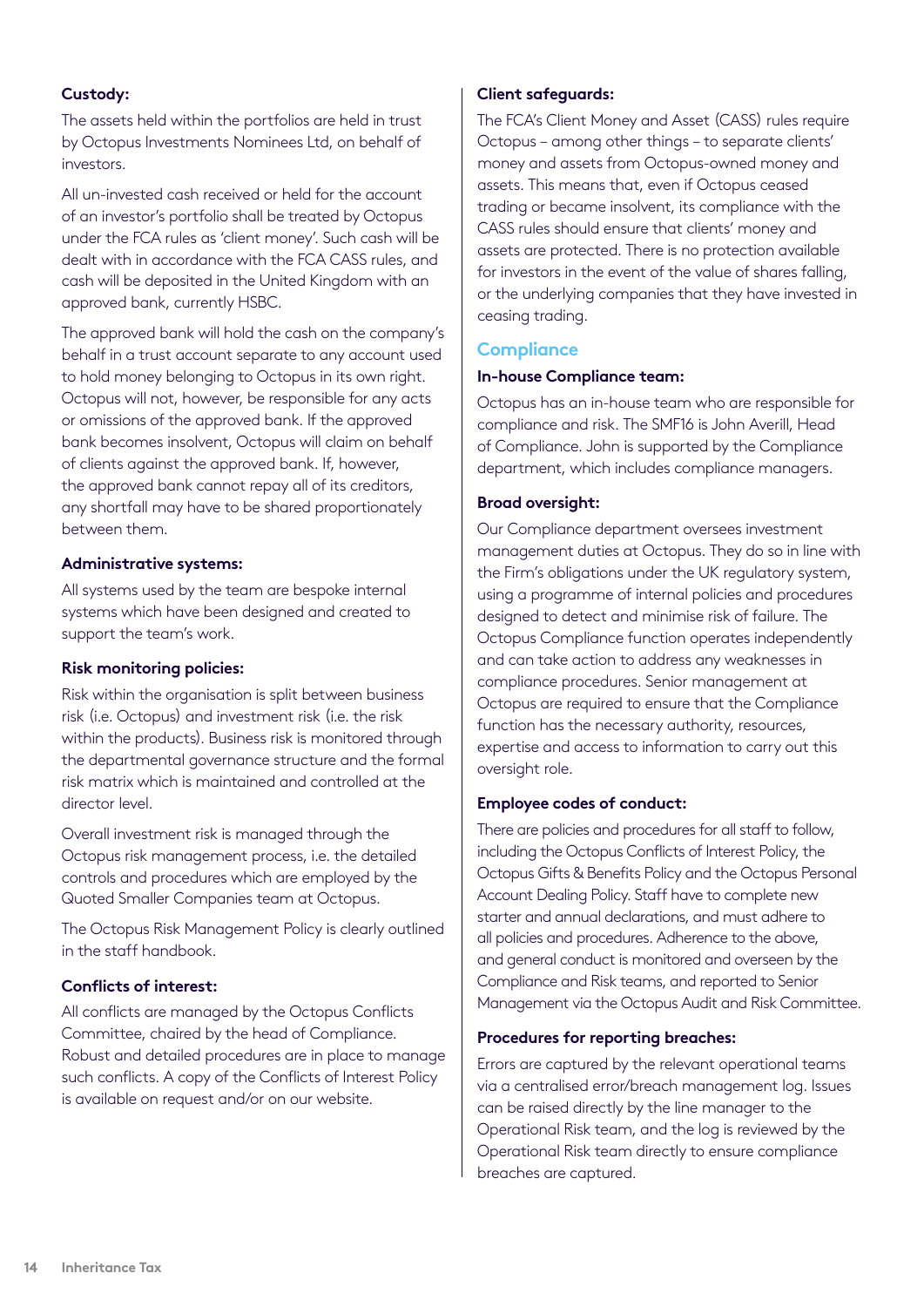**Custody:**

The assets held within the portfolios are held in trust by Octopus Investments Nominees Ltd, on behalf of investors.

All un-invested cash received or held for the account of an investor's portfolio shall be treated by Octopus under the FCA rules as 'client money'. Such cash will be dealt with in accordance with the FCA CASS rules, and cash will be deposited in the United Kingdom with an approved bank, currently HSBC.

The approved bank will hold the cash on the company's behalf in a trust account separate to any account used to hold money belonging to Octopus in its own right. Octopus will not, however, be responsible for any acts or omissions of the approved bank. If the approved bank becomes insolvent, Octopus will claim on behalf of clients against the approved bank. If, however, the approved bank cannot repay all of its creditors, any shortfall may have to be shared proportionately between them.

**Administrative systems:**

All systems used by the team are bespoke internal systems which have been designed and created to support the team's work.

**Risk monitoring policies:**

Risk within the organisation is split between business risk (i.e. Octopus) and investment risk (i.e. the risk within the products). Business risk is monitored through the departmental governance structure and the formal risk matrix which is maintained and controlled at the director level.

Overall investment risk is managed through the Octopus risk management process, i.e. the detailed controls and procedures which are employed by the Quoted Smaller Companies team at Octopus.

The Octopus Risk Management Policy is clearly outlined in the staff handbook.

**Conflicts of interest:**

All conflicts are managed by the Octopus Conflicts Committee, chaired by the head of Compliance. Robust and detailed procedures are in place to manage such conflicts. A copy of the Conflicts of Interest Policy is available on request and/or on our website.

**Client safeguards:**

The FCA's Client Money and Asset (CASS) rules require Octopus – among other things – to separate clients' money and assets from Octopus-owned money and assets. This means that, even if Octopus ceased trading or became insolvent, its compliance with the CASS rules should ensure that clients' money and assets are protected. There is no protection available for investors in the event of the value of shares falling, or the underlying companies that they have invested in ceasing trading.

## Compliance

**In-house Compliance team:**

Octopus has an in-house team who are responsible for compliance and risk. The SMF16 is John Averill, Head of Compliance. John is supported by the Compliance department, which includes compliance managers.

**Broad oversight:**

Our Compliance department oversees investment management duties at Octopus. They do so in line with the Firm's obligations under the UK regulatory system, using a programme of internal policies and procedures designed to detect and minimise risk of failure. The Octopus Compliance function operates independently and can take action to address any weaknesses in compliance procedures. Senior management at Octopus are required to ensure that the Compliance function has the necessary authority, resources, expertise and access to information to carry out this oversight role.

**Employee codes of conduct:**

There are policies and procedures for all staff to follow, including the Octopus Conflicts of Interest Policy, the Octopus Gifts & Benefits Policy and the Octopus Personal Account Dealing Policy. Staff have to complete new starter and annual declarations, and must adhere to all policies and procedures. Adherence to the above, and general conduct is monitored and overseen by the Compliance and Risk teams, and reported to Senior Management via the Octopus Audit and Risk Committee.

**Procedures for reporting breaches:**

Errors are captured by the relevant operational teams via a centralised error/breach management log. Issues can be raised directly by the line manager to the Operational Risk team, and the log is reviewed by the Operational Risk team directly to ensure compliance breaches are captured.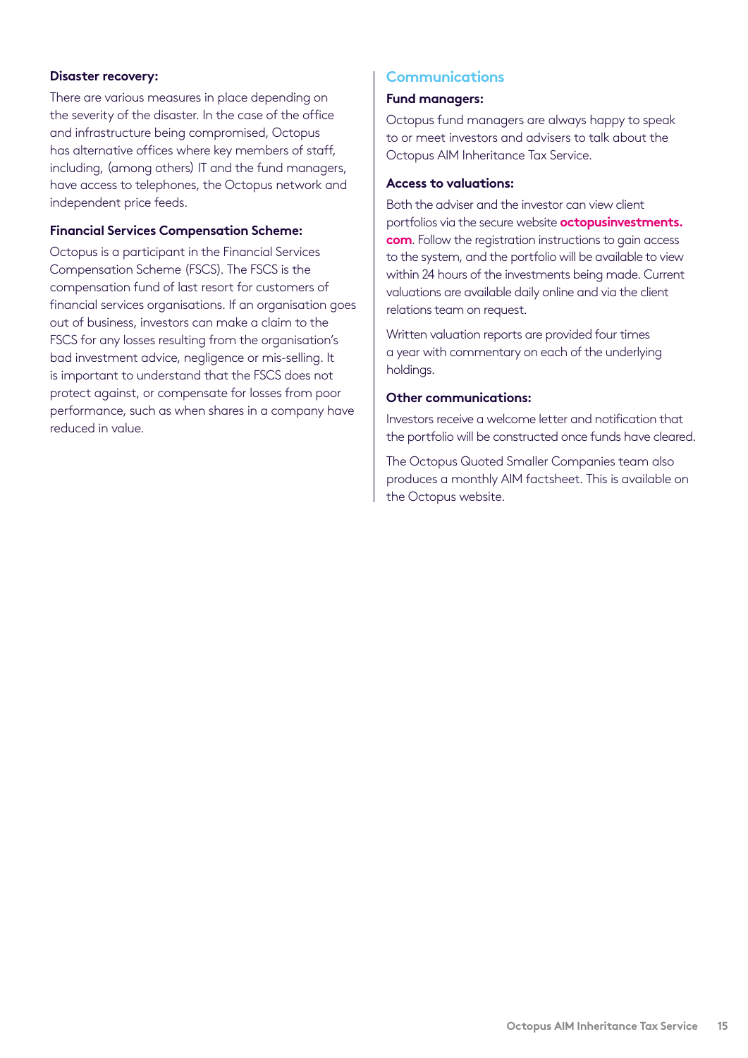**Disaster recovery:**

There are various measures in place depending on the severity of the disaster. In the case of the office and infrastructure being compromised, Octopus has alternative offices where key members of staff, including, (among others) IT and the fund managers, have access to telephones, the Octopus network and independent price feeds.

**Financial Services Compensation Scheme:**

Octopus is a participant in the Financial Services Compensation Scheme (FSCS). The FSCS is the compensation fund of last resort for customers of financial services organisations. If an organisation goes out of business, investors can make a claim to the FSCS for any losses resulting from the organisation's bad investment advice, negligence or mis-selling. It is important to understand that the FSCS does not protect against, or compensate for losses from poor performance, such as when shares in a company have reduced in value.

## Communications

**Fund managers:**

Octopus fund managers are always happy to speak to or meet investors and advisers to talk about the Octopus AIM Inheritance Tax Service.

**Access to valuations:**

Both the adviser and the investor can view client portfolios via the secure website **octopusinvestments.com**. Follow the registration instructions to gain access to the system, and the portfolio will be available to view within 24 hours of the investments being made. Current valuations are available daily online and via the client relations team on request.

Written valuation reports are provided four times a year with commentary on each of the underlying holdings.

**Other communications:**

Investors receive a welcome letter and notification that the portfolio will be constructed once funds have cleared.

The Octopus Quoted Smaller Companies team also produces a monthly AIM factsheet. This is available on the Octopus website.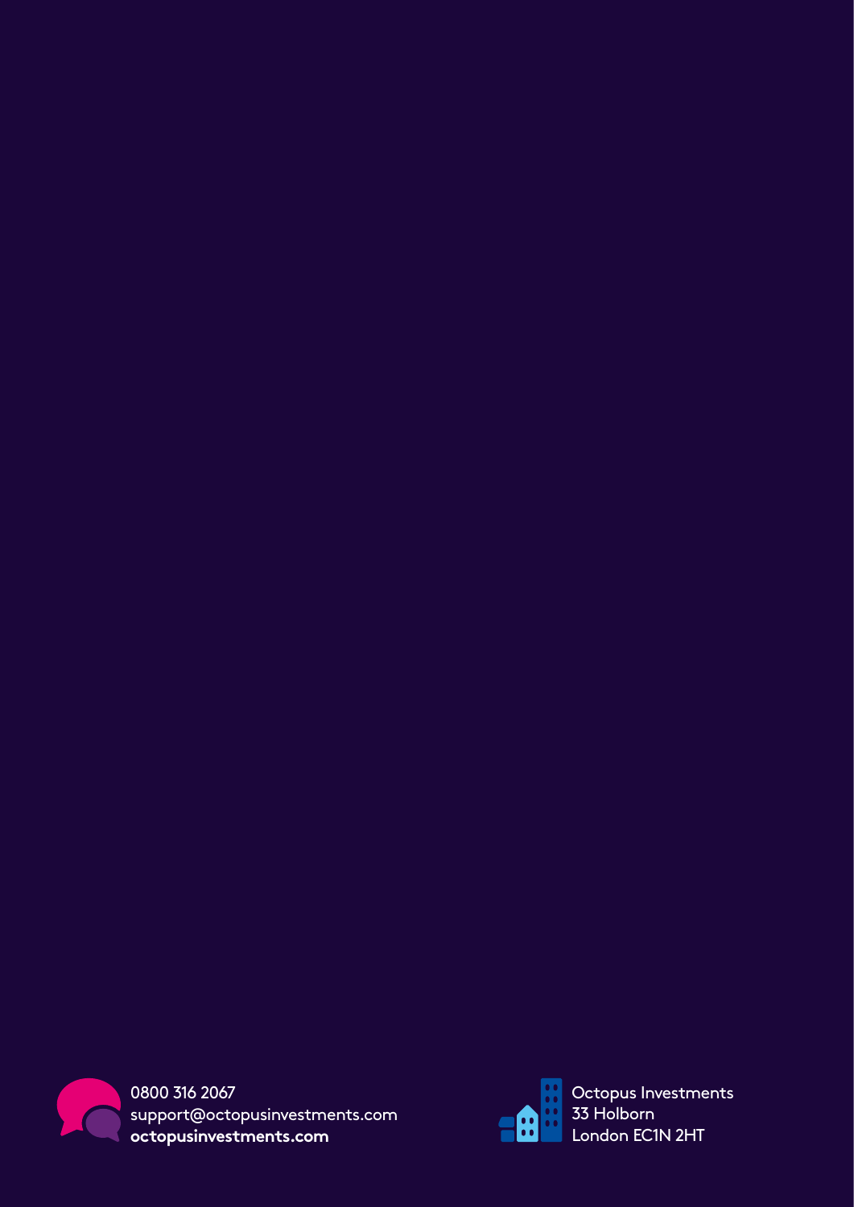0800 316 2067
support@octopusinvestments.com
**octopusinvestments.com**

Octopus Investments
33 Holborn
London EC1N 2HT